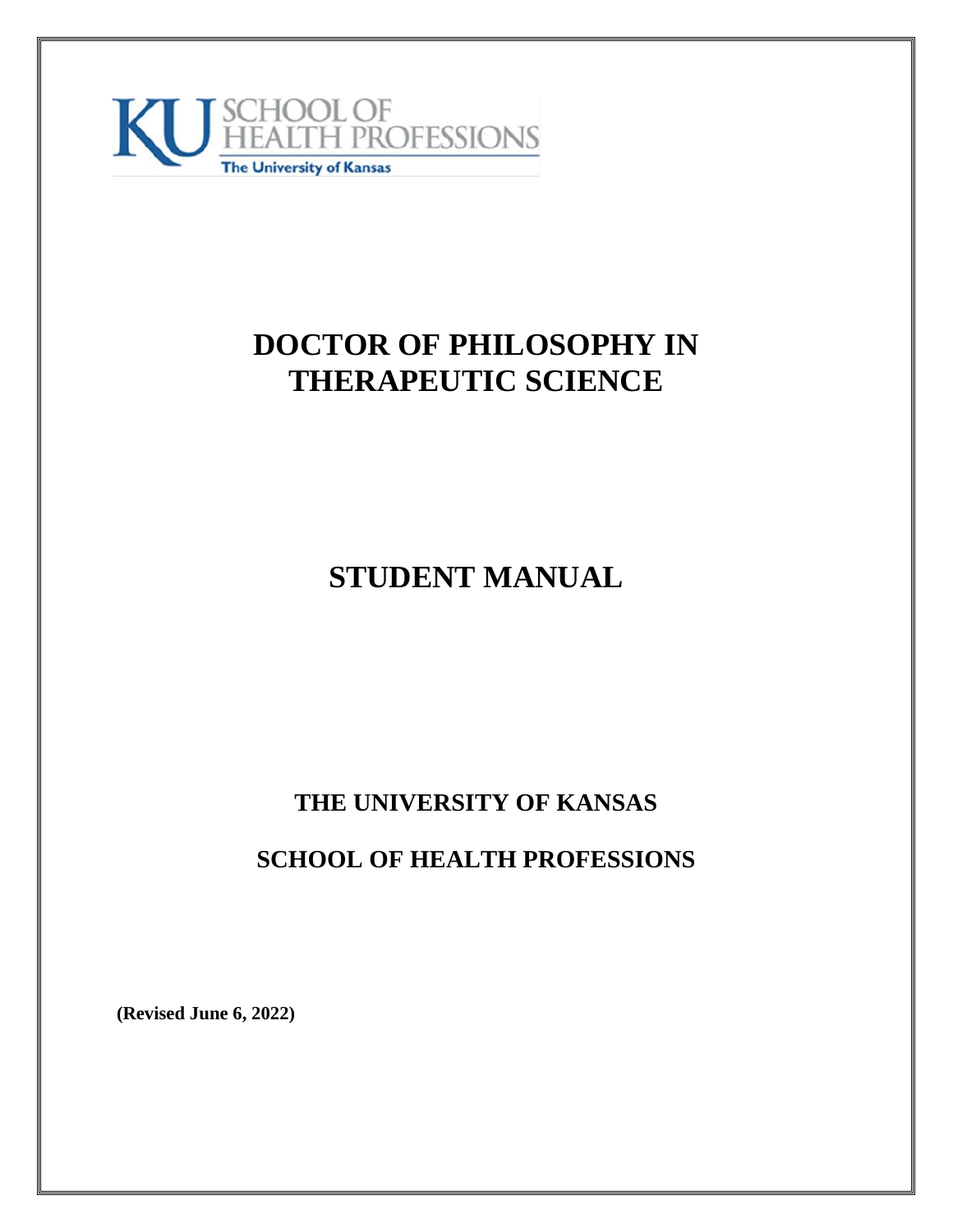KU SCHOOL OF HEALTH PROFESSIONS
The University of Kansas

# DOCTOR OF PHILOSOPHY IN THERAPEUTIC SCIENCE

# STUDENT MANUAL

## THE UNIVERSITY OF KANSAS

## SCHOOL OF HEALTH PROFESSIONS

**(Revised June 6, 2022)**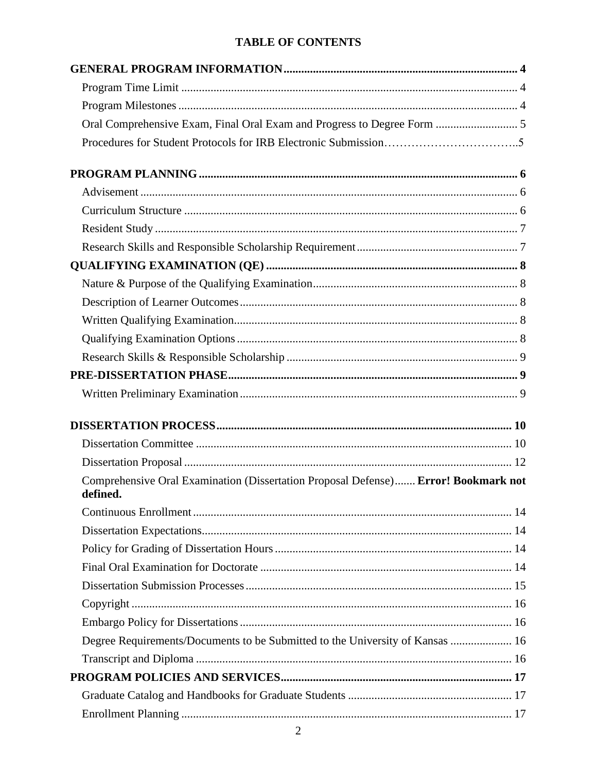# TABLE OF CONTENTS

**GENERAL PROGRAM INFORMATION** .......... 4

- Program Time Limit .......... 4
- Program Milestones .......... 4
- Oral Comprehensive Exam, Final Oral Exam and Progress to Degree Form .......... 5
- Procedures for Student Protocols for IRB Electronic Submission.......... 5

**PROGRAM PLANNING** .......... 6

- Advisement .......... 6
- Curriculum Structure .......... 6
- Resident Study .......... 7
- Research Skills and Responsible Scholarship Requirement .......... 7

**QUALIFYING EXAMINATION (QE)** .......... 8

- Nature & Purpose of the Qualifying Examination .......... 8
- Description of Learner Outcomes .......... 8
- Written Qualifying Examination .......... 8
- Qualifying Examination Options .......... 8
- Research Skills & Responsible Scholarship .......... 9

**PRE-DISSERTATION PHASE** .......... 9

- Written Preliminary Examination .......... 9

**DISSERTATION PROCESS** .......... 10

- Dissertation Committee .......... 10
- Dissertation Proposal .......... 12
- Comprehensive Oral Examination (Dissertation Proposal Defense) .......... **Error! Bookmark not defined.**
- Continuous Enrollment .......... 14
- Dissertation Expectations .......... 14
- Policy for Grading of Dissertation Hours .......... 14
- Final Oral Examination for Doctorate .......... 14
- Dissertation Submission Processes .......... 15
- Copyright .......... 16
- Embargo Policy for Dissertations .......... 16
- Degree Requirements/Documents to be Submitted to the University of Kansas .......... 16
- Transcript and Diploma .......... 16

**PROGRAM POLICIES AND SERVICES** .......... 17

- Graduate Catalog and Handbooks for Graduate Students .......... 17
- Enrollment Planning .......... 17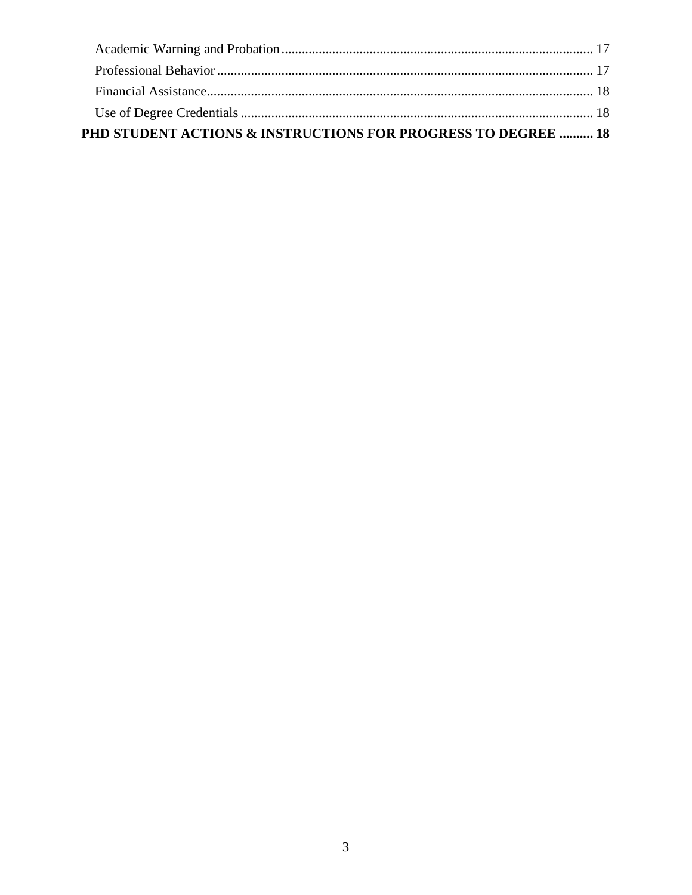Academic Warning and Probation ........................................................................................... 17
Professional Behavior .............................................................................................................. 17
Financial Assistance................................................................................................................. 18
Use of Degree Credentials ....................................................................................................... 18

**PHD STUDENT ACTIONS & INSTRUCTIONS FOR PROGRESS TO DEGREE .......... 18**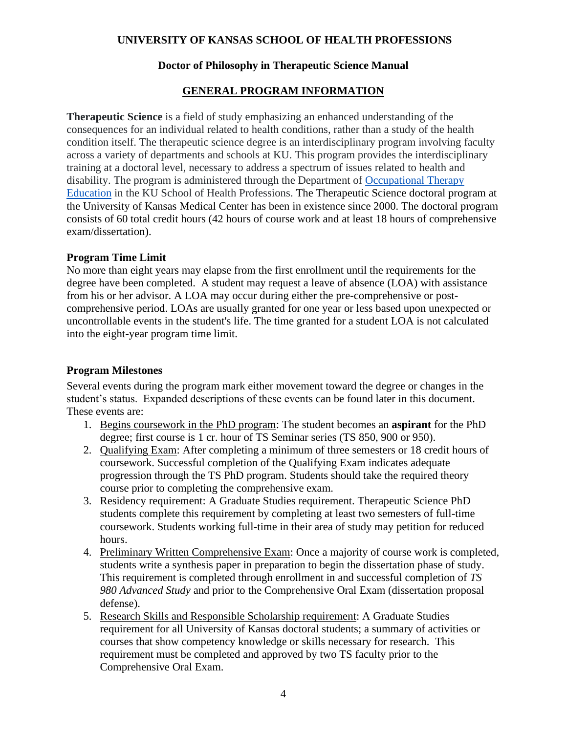**UNIVERSITY OF KANSAS SCHOOL OF HEALTH PROFESSIONS**

**Doctor of Philosophy in Therapeutic Science Manual**

## GENERAL PROGRAM INFORMATION

**Therapeutic Science** is a field of study emphasizing an enhanced understanding of the consequences for an individual related to health conditions, rather than a study of the health condition itself. The therapeutic science degree is an interdisciplinary program involving faculty across a variety of departments and schools at KU. This program provides the interdisciplinary training at a doctoral level, necessary to address a spectrum of issues related to health and disability. The program is administered through the Department of Occupational Therapy Education in the KU School of Health Professions. The Therapeutic Science doctoral program at the University of Kansas Medical Center has been in existence since 2000. The doctoral program consists of 60 total credit hours (42 hours of course work and at least 18 hours of comprehensive exam/dissertation).

**Program Time Limit**

No more than eight years may elapse from the first enrollment until the requirements for the degree have been completed. A student may request a leave of absence (LOA) with assistance from his or her advisor. A LOA may occur during either the pre-comprehensive or post-comprehensive period. LOAs are usually granted for one year or less based upon unexpected or uncontrollable events in the student's life. The time granted for a student LOA is not calculated into the eight-year program time limit.

**Program Milestones**

Several events during the program mark either movement toward the degree or changes in the student's status. Expanded descriptions of these events can be found later in this document. These events are:

1. Begins coursework in the PhD program: The student becomes an **aspirant** for the PhD degree; first course is 1 cr. hour of TS Seminar series (TS 850, 900 or 950).
2. Qualifying Exam: After completing a minimum of three semesters or 18 credit hours of coursework. Successful completion of the Qualifying Exam indicates adequate progression through the TS PhD program. Students should take the required theory course prior to completing the comprehensive exam.
3. Residency requirement: A Graduate Studies requirement. Therapeutic Science PhD students complete this requirement by completing at least two semesters of full-time coursework. Students working full-time in their area of study may petition for reduced hours.
4. Preliminary Written Comprehensive Exam: Once a majority of course work is completed, students write a synthesis paper in preparation to begin the dissertation phase of study. This requirement is completed through enrollment in and successful completion of *TS 980 Advanced Study* and prior to the Comprehensive Oral Exam (dissertation proposal defense).
5. Research Skills and Responsible Scholarship requirement: A Graduate Studies requirement for all University of Kansas doctoral students; a summary of activities or courses that show competency knowledge or skills necessary for research. This requirement must be completed and approved by two TS faculty prior to the Comprehensive Oral Exam.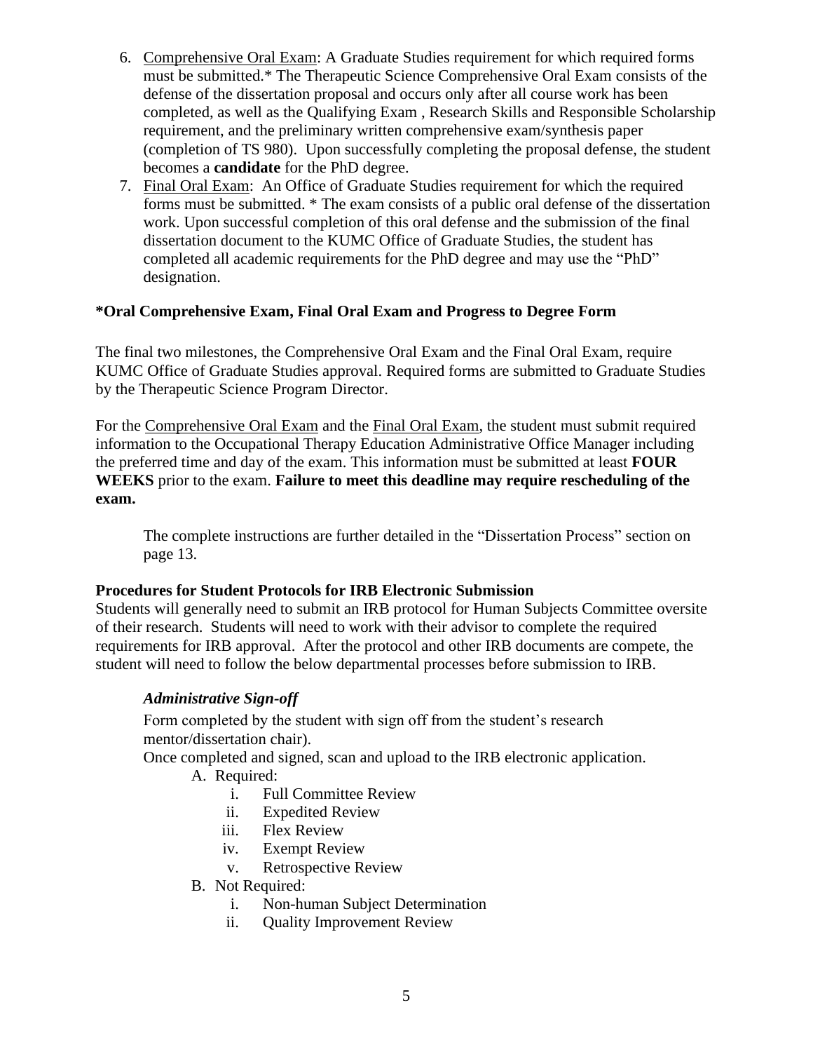6. Comprehensive Oral Exam: A Graduate Studies requirement for which required forms must be submitted.* The Therapeutic Science Comprehensive Oral Exam consists of the defense of the dissertation proposal and occurs only after all course work has been completed, as well as the Qualifying Exam , Research Skills and Responsible Scholarship requirement, and the preliminary written comprehensive exam/synthesis paper (completion of TS 980). Upon successfully completing the proposal defense, the student becomes a **candidate** for the PhD degree.
7. Final Oral Exam: An Office of Graduate Studies requirement for which the required forms must be submitted. * The exam consists of a public oral defense of the dissertation work. Upon successful completion of this oral defense and the submission of the final dissertation document to the KUMC Office of Graduate Studies, the student has completed all academic requirements for the PhD degree and may use the "PhD" designation.

**\*Oral Comprehensive Exam, Final Oral Exam and Progress to Degree Form**

The final two milestones, the Comprehensive Oral Exam and the Final Oral Exam, require KUMC Office of Graduate Studies approval. Required forms are submitted to Graduate Studies by the Therapeutic Science Program Director.

For the Comprehensive Oral Exam and the Final Oral Exam, the student must submit required information to the Occupational Therapy Education Administrative Office Manager including the preferred time and day of the exam. This information must be submitted at least **FOUR WEEKS** prior to the exam. **Failure to meet this deadline may require rescheduling of the exam.**

The complete instructions are further detailed in the "Dissertation Process" section on page 13.

**Procedures for Student Protocols for IRB Electronic Submission**

Students will generally need to submit an IRB protocol for Human Subjects Committee oversite of their research. Students will need to work with their advisor to complete the required requirements for IRB approval. After the protocol and other IRB documents are compete, the student will need to follow the below departmental processes before submission to IRB.

***Administrative Sign-off***

Form completed by the student with sign off from the student's research mentor/dissertation chair).

Once completed and signed, scan and upload to the IRB electronic application.

A. Required:
   i. Full Committee Review
   ii. Expedited Review
   iii. Flex Review
   iv. Exempt Review
   v. Retrospective Review
B. Not Required:
   i. Non-human Subject Determination
   ii. Quality Improvement Review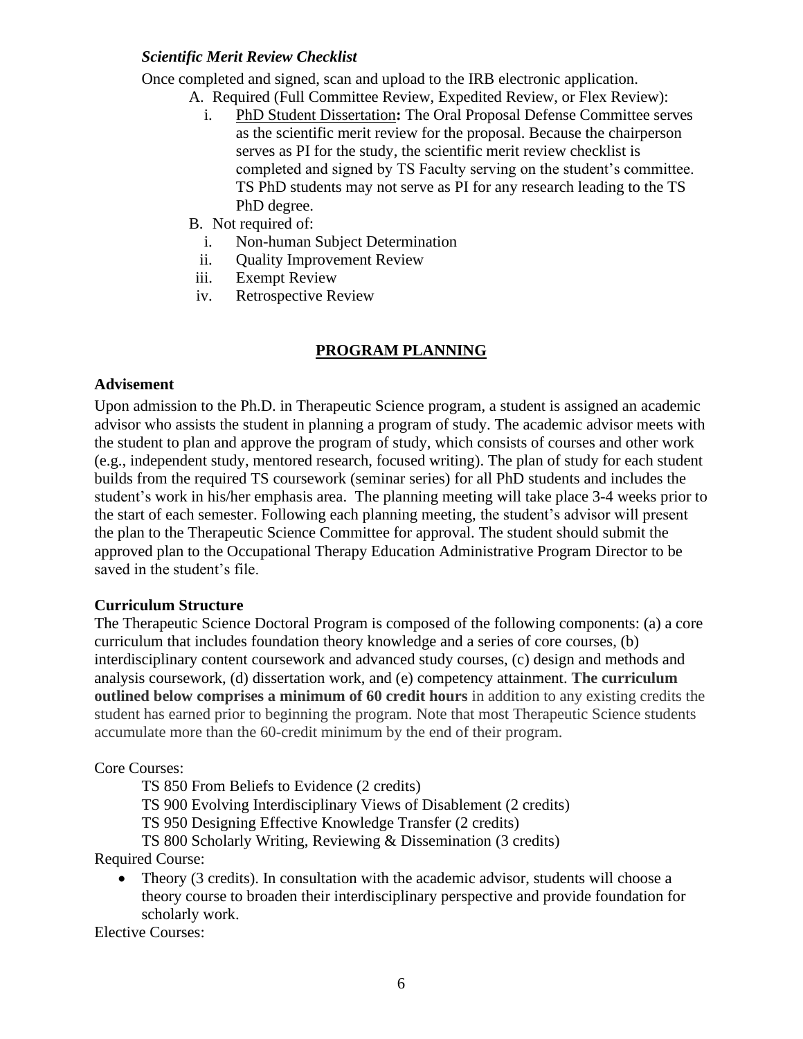***Scientific Merit Review Checklist***

Once completed and signed, scan and upload to the IRB electronic application.

A. Required (Full Committee Review, Expedited Review, or Flex Review):
   i. PhD Student Dissertation**:** The Oral Proposal Defense Committee serves as the scientific merit review for the proposal. Because the chairperson serves as PI for the study, the scientific merit review checklist is completed and signed by TS Faculty serving on the student's committee. TS PhD students may not serve as PI for any research leading to the TS PhD degree.

B. Not required of:
   i. Non-human Subject Determination
   ii. Quality Improvement Review
   iii. Exempt Review
   iv. Retrospective Review

## PROGRAM PLANNING

### Advisement

Upon admission to the Ph.D. in Therapeutic Science program, a student is assigned an academic advisor who assists the student in planning a program of study. The academic advisor meets with the student to plan and approve the program of study, which consists of courses and other work (e.g., independent study, mentored research, focused writing). The plan of study for each student builds from the required TS coursework (seminar series) for all PhD students and includes the student's work in his/her emphasis area. The planning meeting will take place 3-4 weeks prior to the start of each semester. Following each planning meeting, the student's advisor will present the plan to the Therapeutic Science Committee for approval. The student should submit the approved plan to the Occupational Therapy Education Administrative Program Director to be saved in the student's file.

### Curriculum Structure

The Therapeutic Science Doctoral Program is composed of the following components: (a) a core curriculum that includes foundation theory knowledge and a series of core courses, (b) interdisciplinary content coursework and advanced study courses, (c) design and methods and analysis coursework, (d) dissertation work, and (e) competency attainment. **The curriculum outlined below comprises a minimum of 60 credit hours** in addition to any existing credits the student has earned prior to beginning the program. Note that most Therapeutic Science students accumulate more than the 60-credit minimum by the end of their program.

Core Courses:

TS 850 From Beliefs to Evidence (2 credits)
TS 900 Evolving Interdisciplinary Views of Disablement (2 credits)
TS 950 Designing Effective Knowledge Transfer (2 credits)
TS 800 Scholarly Writing, Reviewing & Dissemination (3 credits)

Required Course:

- Theory (3 credits). In consultation with the academic advisor, students will choose a theory course to broaden their interdisciplinary perspective and provide foundation for scholarly work.

Elective Courses: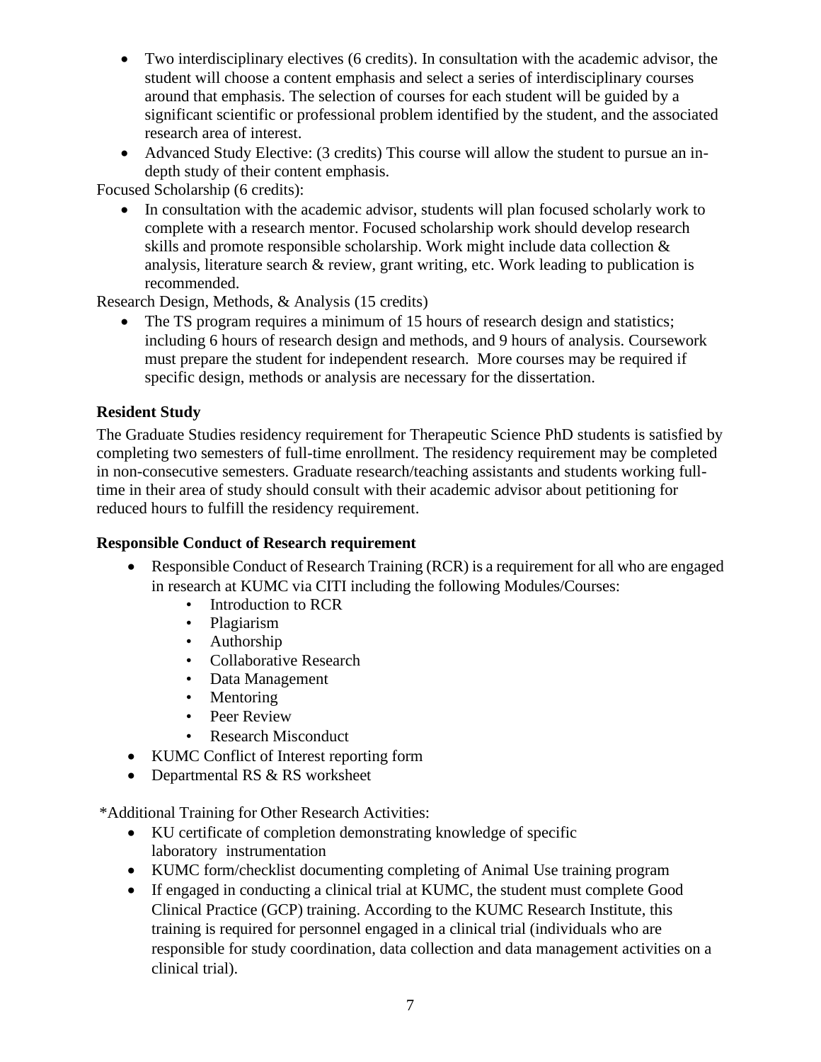- Two interdisciplinary electives (6 credits). In consultation with the academic advisor, the student will choose a content emphasis and select a series of interdisciplinary courses around that emphasis. The selection of courses for each student will be guided by a significant scientific or professional problem identified by the student, and the associated research area of interest.
- Advanced Study Elective: (3 credits) This course will allow the student to pursue an in-depth study of their content emphasis.

Focused Scholarship (6 credits):

- In consultation with the academic advisor, students will plan focused scholarly work to complete with a research mentor. Focused scholarship work should develop research skills and promote responsible scholarship. Work might include data collection & analysis, literature search & review, grant writing, etc. Work leading to publication is recommended.

Research Design, Methods, & Analysis (15 credits)

- The TS program requires a minimum of 15 hours of research design and statistics; including 6 hours of research design and methods, and 9 hours of analysis. Coursework must prepare the student for independent research. More courses may be required if specific design, methods or analysis are necessary for the dissertation.

**Resident Study**

The Graduate Studies residency requirement for Therapeutic Science PhD students is satisfied by completing two semesters of full-time enrollment. The residency requirement may be completed in non-consecutive semesters. Graduate research/teaching assistants and students working full-time in their area of study should consult with their academic advisor about petitioning for reduced hours to fulfill the residency requirement.

**Responsible Conduct of Research requirement**

- Responsible Conduct of Research Training (RCR) is a requirement for all who are engaged in research at KUMC via CITI including the following Modules/Courses:
  - Introduction to RCR
  - Plagiarism
  - Authorship
  - Collaborative Research
  - Data Management
  - Mentoring
  - Peer Review
  - Research Misconduct
- KUMC Conflict of Interest reporting form
- Departmental RS & RS worksheet

*Additional Training for Other Research Activities:

- KU certificate of completion demonstrating knowledge of specific laboratory instrumentation
- KUMC form/checklist documenting completing of Animal Use training program
- If engaged in conducting a clinical trial at KUMC, the student must complete Good Clinical Practice (GCP) training. According to the KUMC Research Institute, this training is required for personnel engaged in a clinical trial (individuals who are responsible for study coordination, data collection and data management activities on a clinical trial).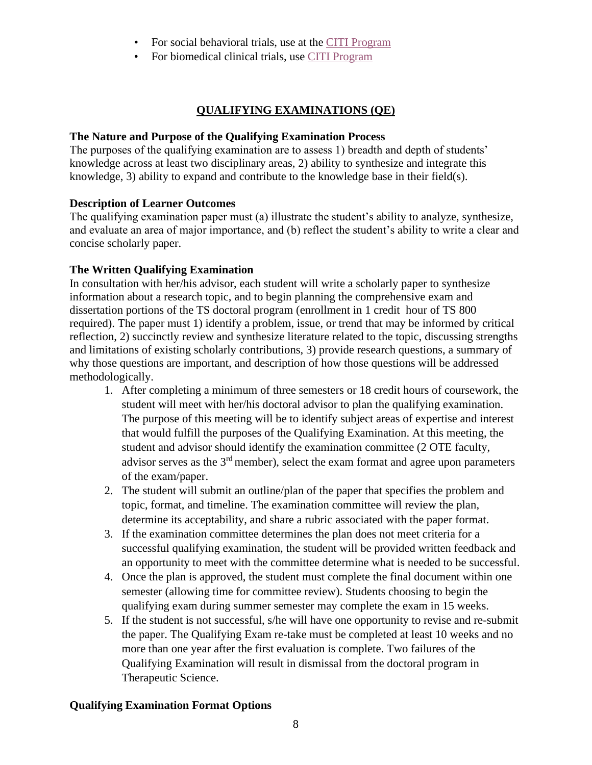- For social behavioral trials, use at the CITI Program
- For biomedical clinical trials, use CITI Program

## QUALIFYING EXAMINATIONS (QE)

### The Nature and Purpose of the Qualifying Examination Process

The purposes of the qualifying examination are to assess 1) breadth and depth of students' knowledge across at least two disciplinary areas, 2) ability to synthesize and integrate this knowledge, 3) ability to expand and contribute to the knowledge base in their field(s).

### Description of Learner Outcomes

The qualifying examination paper must (a) illustrate the student's ability to analyze, synthesize, and evaluate an area of major importance, and (b) reflect the student's ability to write a clear and concise scholarly paper.

### The Written Qualifying Examination

In consultation with her/his advisor, each student will write a scholarly paper to synthesize information about a research topic, and to begin planning the comprehensive exam and dissertation portions of the TS doctoral program (enrollment in 1 credit hour of TS 800 required). The paper must 1) identify a problem, issue, or trend that may be informed by critical reflection, 2) succinctly review and synthesize literature related to the topic, discussing strengths and limitations of existing scholarly contributions, 3) provide research questions, a summary of why those questions are important, and description of how those questions will be addressed methodologically.

1. After completing a minimum of three semesters or 18 credit hours of coursework, the student will meet with her/his doctoral advisor to plan the qualifying examination. The purpose of this meeting will be to identify subject areas of expertise and interest that would fulfill the purposes of the Qualifying Examination. At this meeting, the student and advisor should identify the examination committee (2 OTE faculty, advisor serves as the 3rd member), select the exam format and agree upon parameters of the exam/paper.
2. The student will submit an outline/plan of the paper that specifies the problem and topic, format, and timeline. The examination committee will review the plan, determine its acceptability, and share a rubric associated with the paper format.
3. If the examination committee determines the plan does not meet criteria for a successful qualifying examination, the student will be provided written feedback and an opportunity to meet with the committee determine what is needed to be successful.
4. Once the plan is approved, the student must complete the final document within one semester (allowing time for committee review). Students choosing to begin the qualifying exam during summer semester may complete the exam in 15 weeks.
5. If the student is not successful, s/he will have one opportunity to revise and re-submit the paper. The Qualifying Exam re-take must be completed at least 10 weeks and no more than one year after the first evaluation is complete. Two failures of the Qualifying Examination will result in dismissal from the doctoral program in Therapeutic Science.

### Qualifying Examination Format Options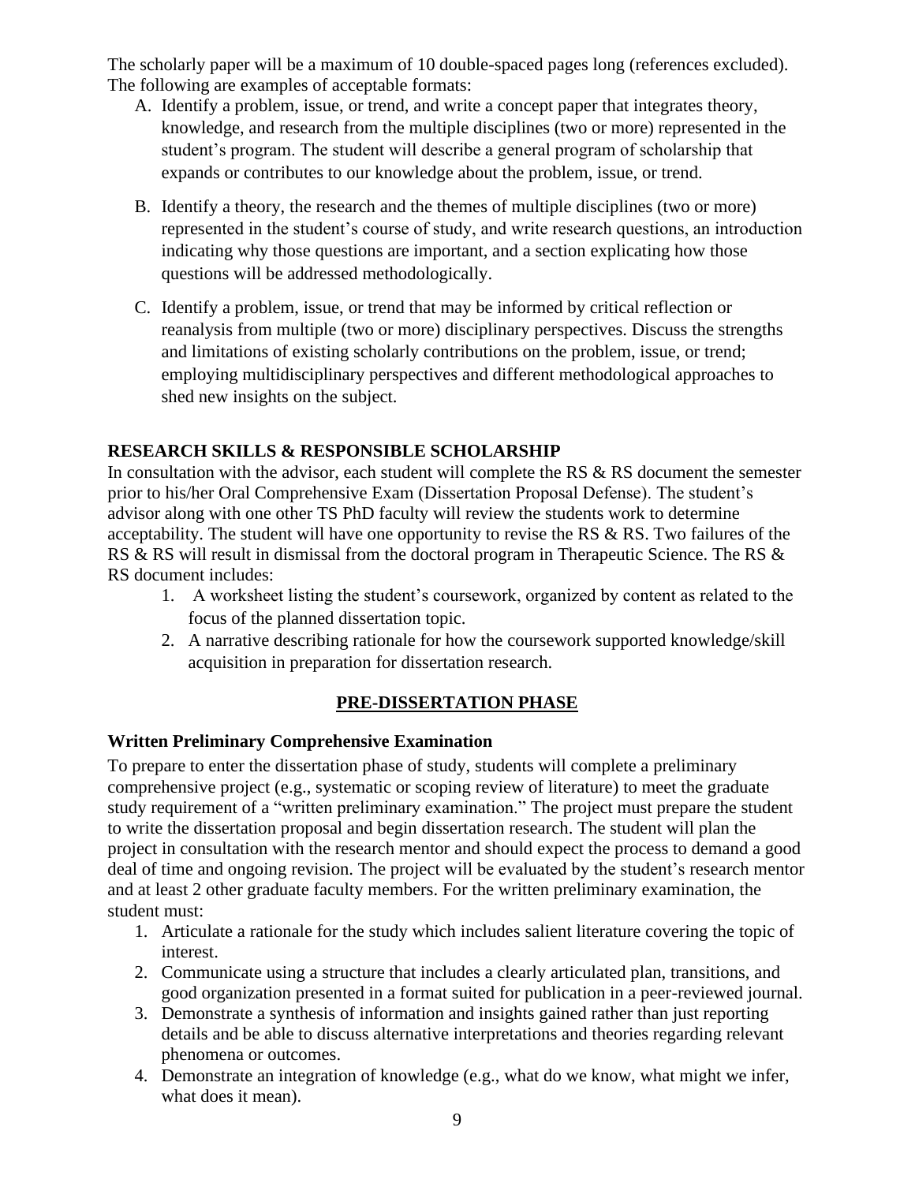The scholarly paper will be a maximum of 10 double-spaced pages long (references excluded). The following are examples of acceptable formats:

A. Identify a problem, issue, or trend, and write a concept paper that integrates theory, knowledge, and research from the multiple disciplines (two or more) represented in the student's program. The student will describe a general program of scholarship that expands or contributes to our knowledge about the problem, issue, or trend.

B. Identify a theory, the research and the themes of multiple disciplines (two or more) represented in the student's course of study, and write research questions, an introduction indicating why those questions are important, and a section explicating how those questions will be addressed methodologically.

C. Identify a problem, issue, or trend that may be informed by critical reflection or reanalysis from multiple (two or more) disciplinary perspectives. Discuss the strengths and limitations of existing scholarly contributions on the problem, issue, or trend; employing multidisciplinary perspectives and different methodological approaches to shed new insights on the subject.

### RESEARCH SKILLS & RESPONSIBLE SCHOLARSHIP

In consultation with the advisor, each student will complete the RS & RS document the semester prior to his/her Oral Comprehensive Exam (Dissertation Proposal Defense). The student's advisor along with one other TS PhD faculty will review the students work to determine acceptability. The student will have one opportunity to revise the RS & RS. Two failures of the RS & RS will result in dismissal from the doctoral program in Therapeutic Science. The RS & RS document includes:

1. A worksheet listing the student's coursework, organized by content as related to the focus of the planned dissertation topic.
2. A narrative describing rationale for how the coursework supported knowledge/skill acquisition in preparation for dissertation research.

## PRE-DISSERTATION PHASE

### Written Preliminary Comprehensive Examination

To prepare to enter the dissertation phase of study, students will complete a preliminary comprehensive project (e.g., systematic or scoping review of literature) to meet the graduate study requirement of a "written preliminary examination." The project must prepare the student to write the dissertation proposal and begin dissertation research. The student will plan the project in consultation with the research mentor and should expect the process to demand a good deal of time and ongoing revision. The project will be evaluated by the student's research mentor and at least 2 other graduate faculty members. For the written preliminary examination, the student must:

1. Articulate a rationale for the study which includes salient literature covering the topic of interest.
2. Communicate using a structure that includes a clearly articulated plan, transitions, and good organization presented in a format suited for publication in a peer-reviewed journal.
3. Demonstrate a synthesis of information and insights gained rather than just reporting details and be able to discuss alternative interpretations and theories regarding relevant phenomena or outcomes.
4. Demonstrate an integration of knowledge (e.g., what do we know, what might we infer, what does it mean).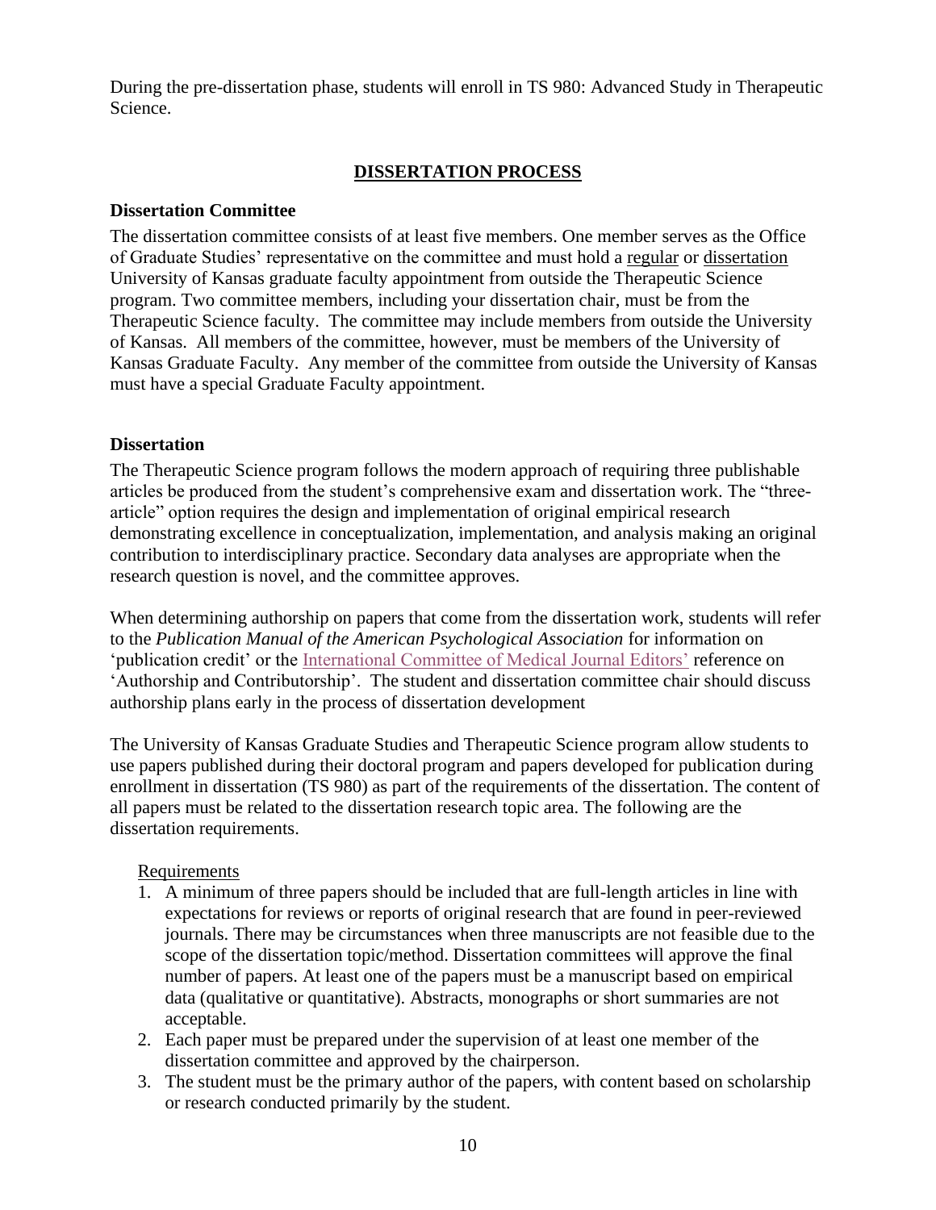During the pre-dissertation phase, students will enroll in TS 980: Advanced Study in Therapeutic Science.

## DISSERTATION PROCESS

### Dissertation Committee

The dissertation committee consists of at least five members. One member serves as the Office of Graduate Studies' representative on the committee and must hold a regular or dissertation University of Kansas graduate faculty appointment from outside the Therapeutic Science program. Two committee members, including your dissertation chair, must be from the Therapeutic Science faculty. The committee may include members from outside the University of Kansas. All members of the committee, however, must be members of the University of Kansas Graduate Faculty. Any member of the committee from outside the University of Kansas must have a special Graduate Faculty appointment.

### Dissertation

The Therapeutic Science program follows the modern approach of requiring three publishable articles be produced from the student's comprehensive exam and dissertation work. The "three-article" option requires the design and implementation of original empirical research demonstrating excellence in conceptualization, implementation, and analysis making an original contribution to interdisciplinary practice. Secondary data analyses are appropriate when the research question is novel, and the committee approves.

When determining authorship on papers that come from the dissertation work, students will refer to the *Publication Manual of the American Psychological Association* for information on 'publication credit' or the International Committee of Medical Journal Editors' reference on 'Authorship and Contributorship'. The student and dissertation committee chair should discuss authorship plans early in the process of dissertation development

The University of Kansas Graduate Studies and Therapeutic Science program allow students to use papers published during their doctoral program and papers developed for publication during enrollment in dissertation (TS 980) as part of the requirements of the dissertation. The content of all papers must be related to the dissertation research topic area. The following are the dissertation requirements.

Requirements

1. A minimum of three papers should be included that are full-length articles in line with expectations for reviews or reports of original research that are found in peer-reviewed journals. There may be circumstances when three manuscripts are not feasible due to the scope of the dissertation topic/method. Dissertation committees will approve the final number of papers. At least one of the papers must be a manuscript based on empirical data (qualitative or quantitative). Abstracts, monographs or short summaries are not acceptable.
2. Each paper must be prepared under the supervision of at least one member of the dissertation committee and approved by the chairperson.
3. The student must be the primary author of the papers, with content based on scholarship or research conducted primarily by the student.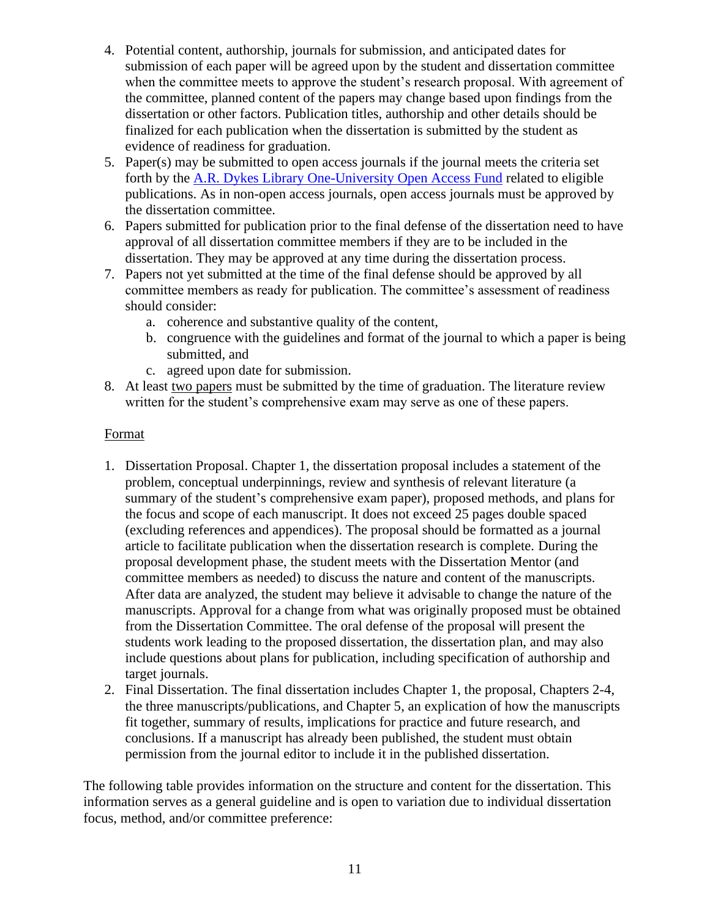4. Potential content, authorship, journals for submission, and anticipated dates for submission of each paper will be agreed upon by the student and dissertation committee when the committee meets to approve the student's research proposal. With agreement of the committee, planned content of the papers may change based upon findings from the dissertation or other factors. Publication titles, authorship and other details should be finalized for each publication when the dissertation is submitted by the student as evidence of readiness for graduation.
5. Paper(s) may be submitted to open access journals if the journal meets the criteria set forth by the [A.R. Dykes Library One-University Open Access Fund]() related to eligible publications. As in non-open access journals, open access journals must be approved by the dissertation committee.
6. Papers submitted for publication prior to the final defense of the dissertation need to have approval of all dissertation committee members if they are to be included in the dissertation. They may be approved at any time during the dissertation process.
7. Papers not yet submitted at the time of the final defense should be approved by all committee members as ready for publication. The committee's assessment of readiness should consider:
    a. coherence and substantive quality of the content,
    b. congruence with the guidelines and format of the journal to which a paper is being submitted, and
    c. agreed upon date for submission.
8. At least <u>two papers</u> must be submitted by the time of graduation. The literature review written for the student's comprehensive exam may serve as one of these papers.

<u>Format</u>

1. Dissertation Proposal. Chapter 1, the dissertation proposal includes a statement of the problem, conceptual underpinnings, review and synthesis of relevant literature (a summary of the student's comprehensive exam paper), proposed methods, and plans for the focus and scope of each manuscript. It does not exceed 25 pages double spaced (excluding references and appendices). The proposal should be formatted as a journal article to facilitate publication when the dissertation research is complete. During the proposal development phase, the student meets with the Dissertation Mentor (and committee members as needed) to discuss the nature and content of the manuscripts. After data are analyzed, the student may believe it advisable to change the nature of the manuscripts. Approval for a change from what was originally proposed must be obtained from the Dissertation Committee. The oral defense of the proposal will present the students work leading to the proposed dissertation, the dissertation plan, and may also include questions about plans for publication, including specification of authorship and target journals.
2. Final Dissertation. The final dissertation includes Chapter 1, the proposal, Chapters 2-4, the three manuscripts/publications, and Chapter 5, an explication of how the manuscripts fit together, summary of results, implications for practice and future research, and conclusions. If a manuscript has already been published, the student must obtain permission from the journal editor to include it in the published dissertation.

The following table provides information on the structure and content for the dissertation. This information serves as a general guideline and is open to variation due to individual dissertation focus, method, and/or committee preference: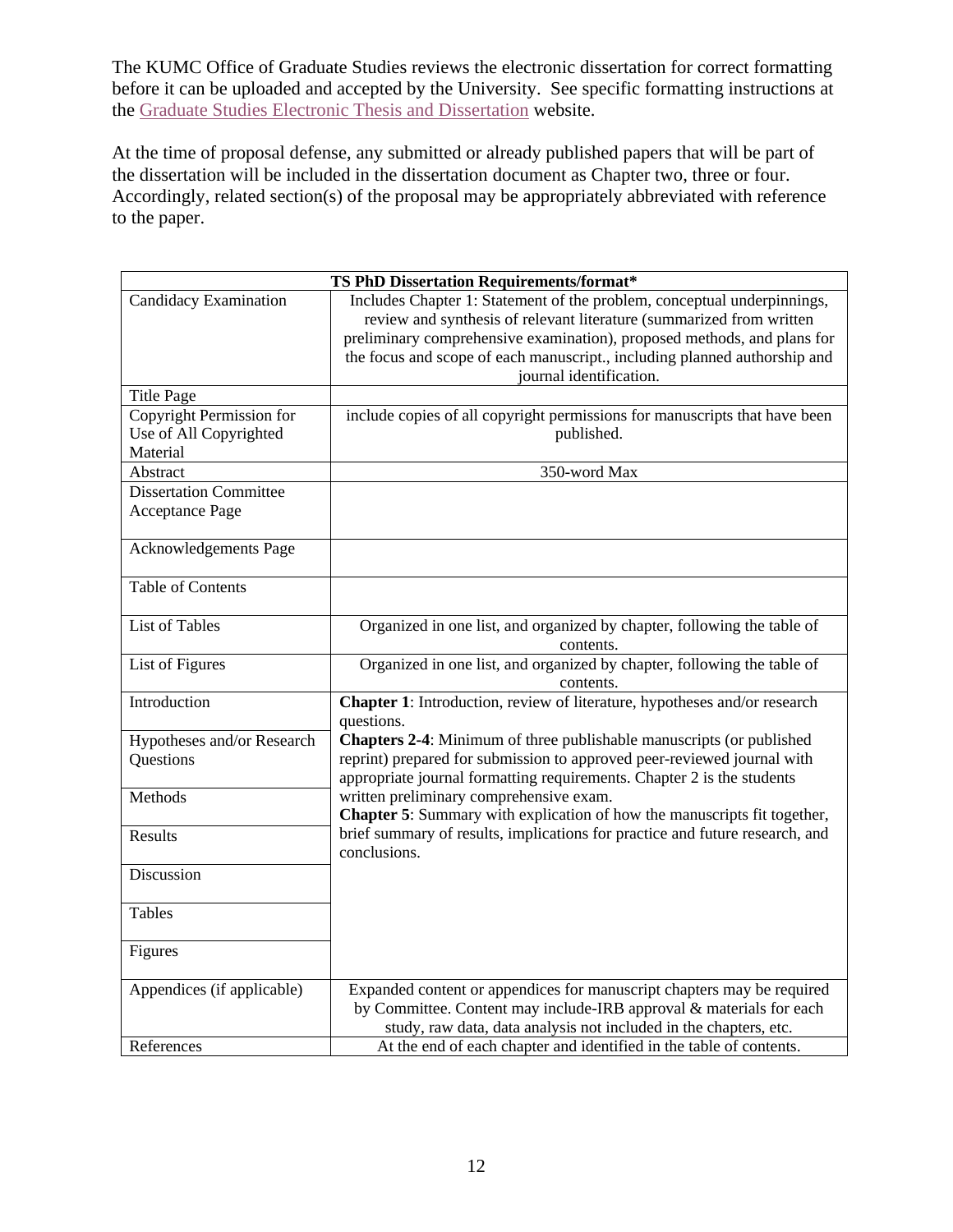The KUMC Office of Graduate Studies reviews the electronic dissertation for correct formatting before it can be uploaded and accepted by the University. See specific formatting instructions at the Graduate Studies Electronic Thesis and Dissertation website.

At the time of proposal defense, any submitted or already published papers that will be part of the dissertation will be included in the dissertation document as Chapter two, three or four. Accordingly, related section(s) of the proposal may be appropriately abbreviated with reference to the paper.

| **TS PhD Dissertation Requirements/format*** | |
|---|---|
| Candidacy Examination | Includes Chapter 1: Statement of the problem, conceptual underpinnings, review and synthesis of relevant literature (summarized from written preliminary comprehensive examination), proposed methods, and plans for the focus and scope of each manuscript., including planned authorship and journal identification. |
| Title Page | |
| Copyright Permission for Use of All Copyrighted Material | include copies of all copyright permissions for manuscripts that have been published. |
| Abstract | 350-word Max |
| Dissertation Committee Acceptance Page | |
| Acknowledgements Page | |
| Table of Contents | |
| List of Tables | Organized in one list, and organized by chapter, following the table of contents. |
| List of Figures | Organized in one list, and organized by chapter, following the table of contents. |
| Introduction | **Chapter 1**: Introduction, review of literature, hypotheses and/or research questions. **Chapters 2-4**: Minimum of three publishable manuscripts (or published reprint) prepared for submission to approved peer-reviewed journal with appropriate journal formatting requirements. Chapter 2 is the students written preliminary comprehensive exam. **Chapter 5**: Summary with explication of how the manuscripts fit together, brief summary of results, implications for practice and future research, and conclusions. |
| Hypotheses and/or Research Questions | |
| Methods | |
| Results | |
| Discussion | |
| Tables | |
| Figures | |
| Appendices (if applicable) | Expanded content or appendices for manuscript chapters may be required by Committee. Content may include-IRB approval & materials for each study, raw data, data analysis not included in the chapters, etc. |
| References | At the end of each chapter and identified in the table of contents. |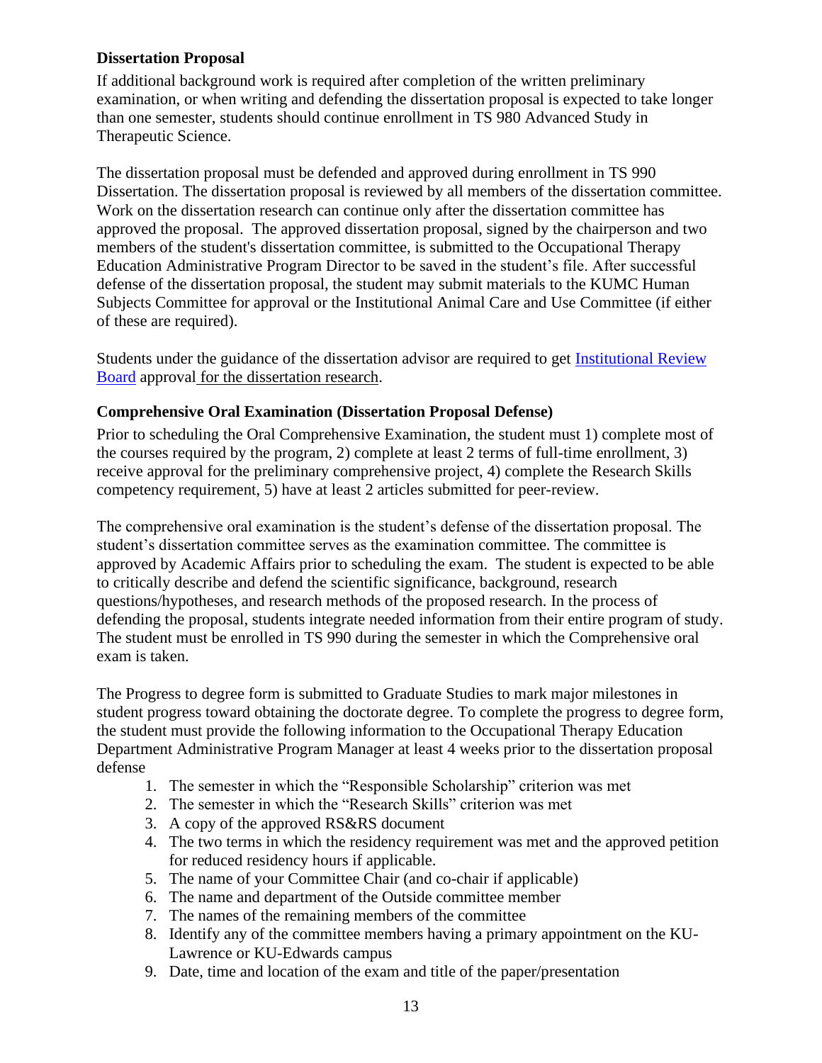### Dissertation Proposal

If additional background work is required after completion of the written preliminary examination, or when writing and defending the dissertation proposal is expected to take longer than one semester, students should continue enrollment in TS 980 Advanced Study in Therapeutic Science.

The dissertation proposal must be defended and approved during enrollment in TS 990 Dissertation. The dissertation proposal is reviewed by all members of the dissertation committee. Work on the dissertation research can continue only after the dissertation committee has approved the proposal. The approved dissertation proposal, signed by the chairperson and two members of the student's dissertation committee, is submitted to the Occupational Therapy Education Administrative Program Director to be saved in the student's file. After successful defense of the dissertation proposal, the student may submit materials to the KUMC Human Subjects Committee for approval or the Institutional Animal Care and Use Committee (if either of these are required).

Students under the guidance of the dissertation advisor are required to get Institutional Review Board approval for the dissertation research.

### Comprehensive Oral Examination (Dissertation Proposal Defense)

Prior to scheduling the Oral Comprehensive Examination, the student must 1) complete most of the courses required by the program, 2) complete at least 2 terms of full-time enrollment, 3) receive approval for the preliminary comprehensive project, 4) complete the Research Skills competency requirement, 5) have at least 2 articles submitted for peer-review.

The comprehensive oral examination is the student's defense of the dissertation proposal. The student's dissertation committee serves as the examination committee. The committee is approved by Academic Affairs prior to scheduling the exam. The student is expected to be able to critically describe and defend the scientific significance, background, research questions/hypotheses, and research methods of the proposed research. In the process of defending the proposal, students integrate needed information from their entire program of study. The student must be enrolled in TS 990 during the semester in which the Comprehensive oral exam is taken.

The Progress to degree form is submitted to Graduate Studies to mark major milestones in student progress toward obtaining the doctorate degree. To complete the progress to degree form, the student must provide the following information to the Occupational Therapy Education Department Administrative Program Manager at least 4 weeks prior to the dissertation proposal defense

1. The semester in which the "Responsible Scholarship" criterion was met
2. The semester in which the "Research Skills" criterion was met
3. A copy of the approved RS&RS document
4. The two terms in which the residency requirement was met and the approved petition for reduced residency hours if applicable.
5. The name of your Committee Chair (and co-chair if applicable)
6. The name and department of the Outside committee member
7. The names of the remaining members of the committee
8. Identify any of the committee members having a primary appointment on the KU-Lawrence or KU-Edwards campus
9. Date, time and location of the exam and title of the paper/presentation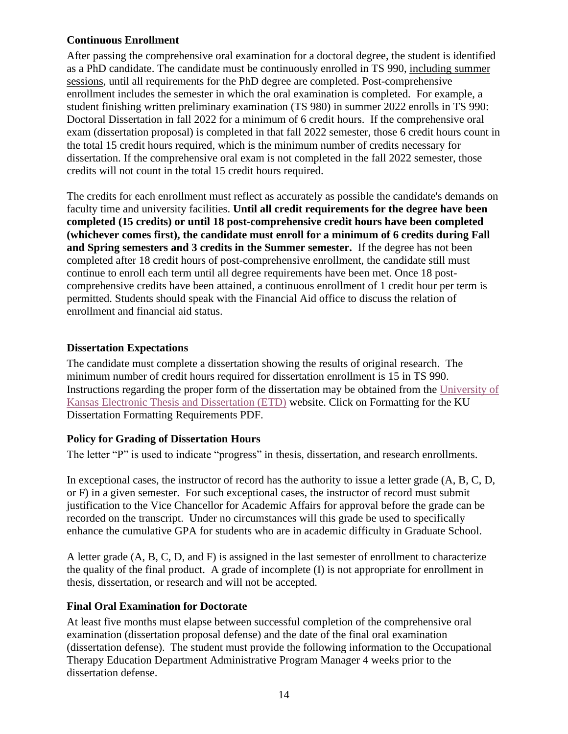### Continuous Enrollment

After passing the comprehensive oral examination for a doctoral degree, the student is identified as a PhD candidate. The candidate must be continuously enrolled in TS 990, including summer sessions, until all requirements for the PhD degree are completed. Post-comprehensive enrollment includes the semester in which the oral examination is completed. For example, a student finishing written preliminary examination (TS 980) in summer 2022 enrolls in TS 990: Doctoral Dissertation in fall 2022 for a minimum of 6 credit hours. If the comprehensive oral exam (dissertation proposal) is completed in that fall 2022 semester, those 6 credit hours count in the total 15 credit hours required, which is the minimum number of credits necessary for dissertation. If the comprehensive oral exam is not completed in the fall 2022 semester, those credits will not count in the total 15 credit hours required.

The credits for each enrollment must reflect as accurately as possible the candidate's demands on faculty time and university facilities. **Until all credit requirements for the degree have been completed (15 credits) or until 18 post-comprehensive credit hours have been completed (whichever comes first), the candidate must enroll for a minimum of 6 credits during Fall and Spring semesters and 3 credits in the Summer semester.** If the degree has not been completed after 18 credit hours of post-comprehensive enrollment, the candidate still must continue to enroll each term until all degree requirements have been met. Once 18 post-comprehensive credits have been attained, a continuous enrollment of 1 credit hour per term is permitted. Students should speak with the Financial Aid office to discuss the relation of enrollment and financial aid status.

### Dissertation Expectations

The candidate must complete a dissertation showing the results of original research. The minimum number of credit hours required for dissertation enrollment is 15 in TS 990. Instructions regarding the proper form of the dissertation may be obtained from the University of Kansas Electronic Thesis and Dissertation (ETD) website. Click on Formatting for the KU Dissertation Formatting Requirements PDF.

### Policy for Grading of Dissertation Hours

The letter "P" is used to indicate "progress" in thesis, dissertation, and research enrollments.

In exceptional cases, the instructor of record has the authority to issue a letter grade (A, B, C, D, or F) in a given semester. For such exceptional cases, the instructor of record must submit justification to the Vice Chancellor for Academic Affairs for approval before the grade can be recorded on the transcript. Under no circumstances will this grade be used to specifically enhance the cumulative GPA for students who are in academic difficulty in Graduate School.

A letter grade (A, B, C, D, and F) is assigned in the last semester of enrollment to characterize the quality of the final product. A grade of incomplete (I) is not appropriate for enrollment in thesis, dissertation, or research and will not be accepted.

### Final Oral Examination for Doctorate

At least five months must elapse between successful completion of the comprehensive oral examination (dissertation proposal defense) and the date of the final oral examination (dissertation defense). The student must provide the following information to the Occupational Therapy Education Department Administrative Program Manager 4 weeks prior to the dissertation defense.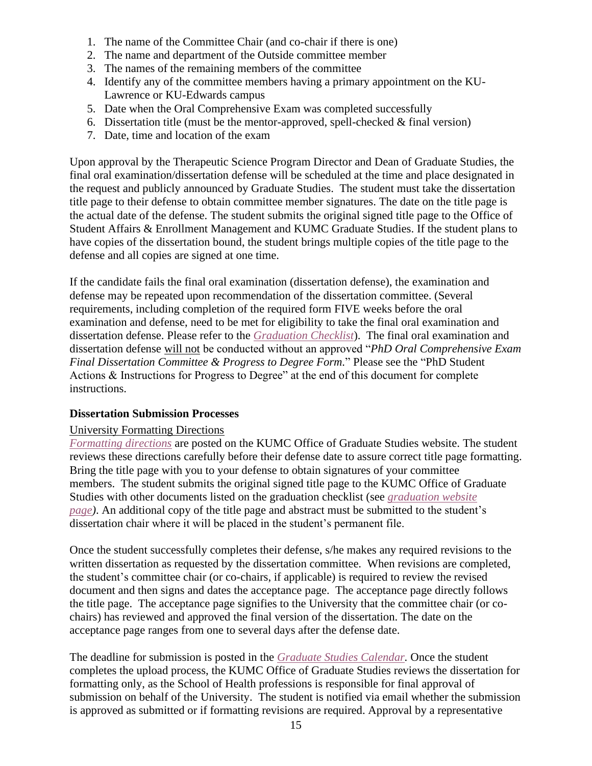1. The name of the Committee Chair (and co-chair if there is one)
2. The name and department of the Outside committee member
3. The names of the remaining members of the committee
4. Identify any of the committee members having a primary appointment on the KU-Lawrence or KU-Edwards campus
5. Date when the Oral Comprehensive Exam was completed successfully
6. Dissertation title (must be the mentor-approved, spell-checked & final version)
7. Date, time and location of the exam

Upon approval by the Therapeutic Science Program Director and Dean of Graduate Studies, the final oral examination/dissertation defense will be scheduled at the time and place designated in the request and publicly announced by Graduate Studies. The student must take the dissertation title page to their defense to obtain committee member signatures. The date on the title page is the actual date of the defense. The student submits the original signed title page to the Office of Student Affairs & Enrollment Management and KUMC Graduate Studies. If the student plans to have copies of the dissertation bound, the student brings multiple copies of the title page to the defense and all copies are signed at one time.

If the candidate fails the final oral examination (dissertation defense), the examination and defense may be repeated upon recommendation of the dissertation committee. (Several requirements, including completion of the required form FIVE weeks before the oral examination and defense, need to be met for eligibility to take the final oral examination and dissertation defense. Please refer to the *Graduation Checklist*). The final oral examination and dissertation defense will not be conducted without an approved "*PhD Oral Comprehensive Exam Final Dissertation Committee & Progress to Degree Form*." Please see the "PhD Student Actions & Instructions for Progress to Degree" at the end of this document for complete instructions.

**Dissertation Submission Processes**

University Formatting Directions

*Formatting directions* are posted on the KUMC Office of Graduate Studies website. The student reviews these directions carefully before their defense date to assure correct title page formatting. Bring the title page with you to your defense to obtain signatures of your committee members. The student submits the original signed title page to the KUMC Office of Graduate Studies with other documents listed on the graduation checklist (see *graduation website page)*. An additional copy of the title page and abstract must be submitted to the student's dissertation chair where it will be placed in the student's permanent file.

Once the student successfully completes their defense, s/he makes any required revisions to the written dissertation as requested by the dissertation committee. When revisions are completed, the student's committee chair (or co-chairs, if applicable) is required to review the revised document and then signs and dates the acceptance page. The acceptance page directly follows the title page. The acceptance page signifies to the University that the committee chair (or co-chairs) has reviewed and approved the final version of the dissertation. The date on the acceptance page ranges from one to several days after the defense date.

The deadline for submission is posted in the *Graduate Studies Calendar*. Once the student completes the upload process, the KUMC Office of Graduate Studies reviews the dissertation for formatting only, as the School of Health professions is responsible for final approval of submission on behalf of the University. The student is notified via email whether the submission is approved as submitted or if formatting revisions are required. Approval by a representative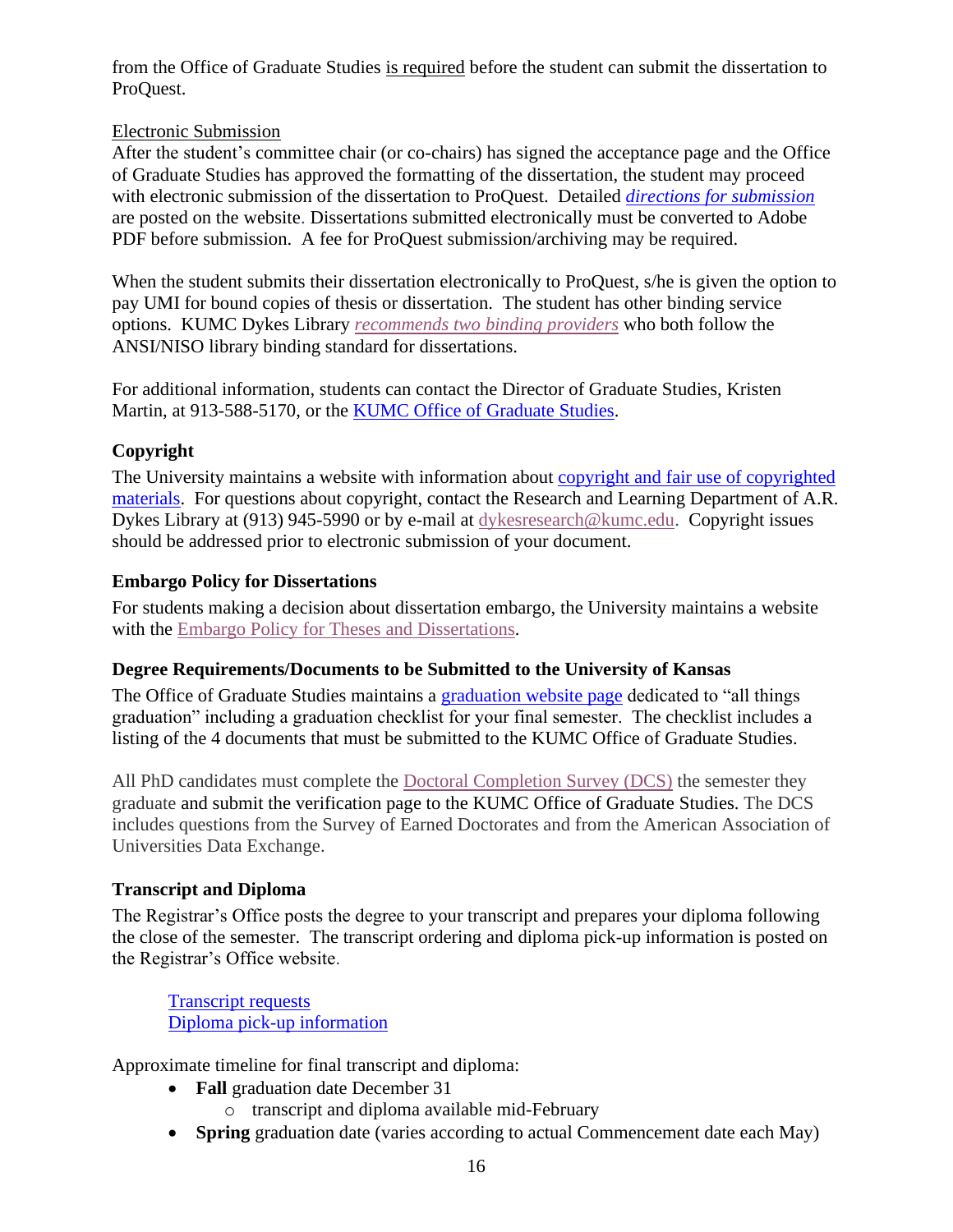from the Office of Graduate Studies is required before the student can submit the dissertation to ProQuest.

Electronic Submission

After the student's committee chair (or co-chairs) has signed the acceptance page and the Office of Graduate Studies has approved the formatting of the dissertation, the student may proceed with electronic submission of the dissertation to ProQuest. Detailed *directions for submission* are posted on the website. Dissertations submitted electronically must be converted to Adobe PDF before submission. A fee for ProQuest submission/archiving may be required.

When the student submits their dissertation electronically to ProQuest, s/he is given the option to pay UMI for bound copies of thesis or dissertation. The student has other binding service options. KUMC Dykes Library *recommends two binding providers* who both follow the ANSI/NISO library binding standard for dissertations.

For additional information, students can contact the Director of Graduate Studies, Kristen Martin, at 913-588-5170, or the KUMC Office of Graduate Studies.

### Copyright

The University maintains a website with information about copyright and fair use of copyrighted materials. For questions about copyright, contact the Research and Learning Department of A.R. Dykes Library at (913) 945-5990 or by e-mail at dykesresearch@kumc.edu. Copyright issues should be addressed prior to electronic submission of your document.

### Embargo Policy for Dissertations

For students making a decision about dissertation embargo, the University maintains a website with the Embargo Policy for Theses and Dissertations.

### Degree Requirements/Documents to be Submitted to the University of Kansas

The Office of Graduate Studies maintains a graduation website page dedicated to "all things graduation" including a graduation checklist for your final semester. The checklist includes a listing of the 4 documents that must be submitted to the KUMC Office of Graduate Studies.

All PhD candidates must complete the Doctoral Completion Survey (DCS) the semester they graduate and submit the verification page to the KUMC Office of Graduate Studies. The DCS includes questions from the Survey of Earned Doctorates and from the American Association of Universities Data Exchange.

### Transcript and Diploma

The Registrar's Office posts the degree to your transcript and prepares your diploma following the close of the semester. The transcript ordering and diploma pick-up information is posted on the Registrar's Office website.

Transcript requests
Diploma pick-up information

Approximate timeline for final transcript and diploma:

- **Fall** graduation date December 31
  - transcript and diploma available mid-February
- **Spring** graduation date (varies according to actual Commencement date each May)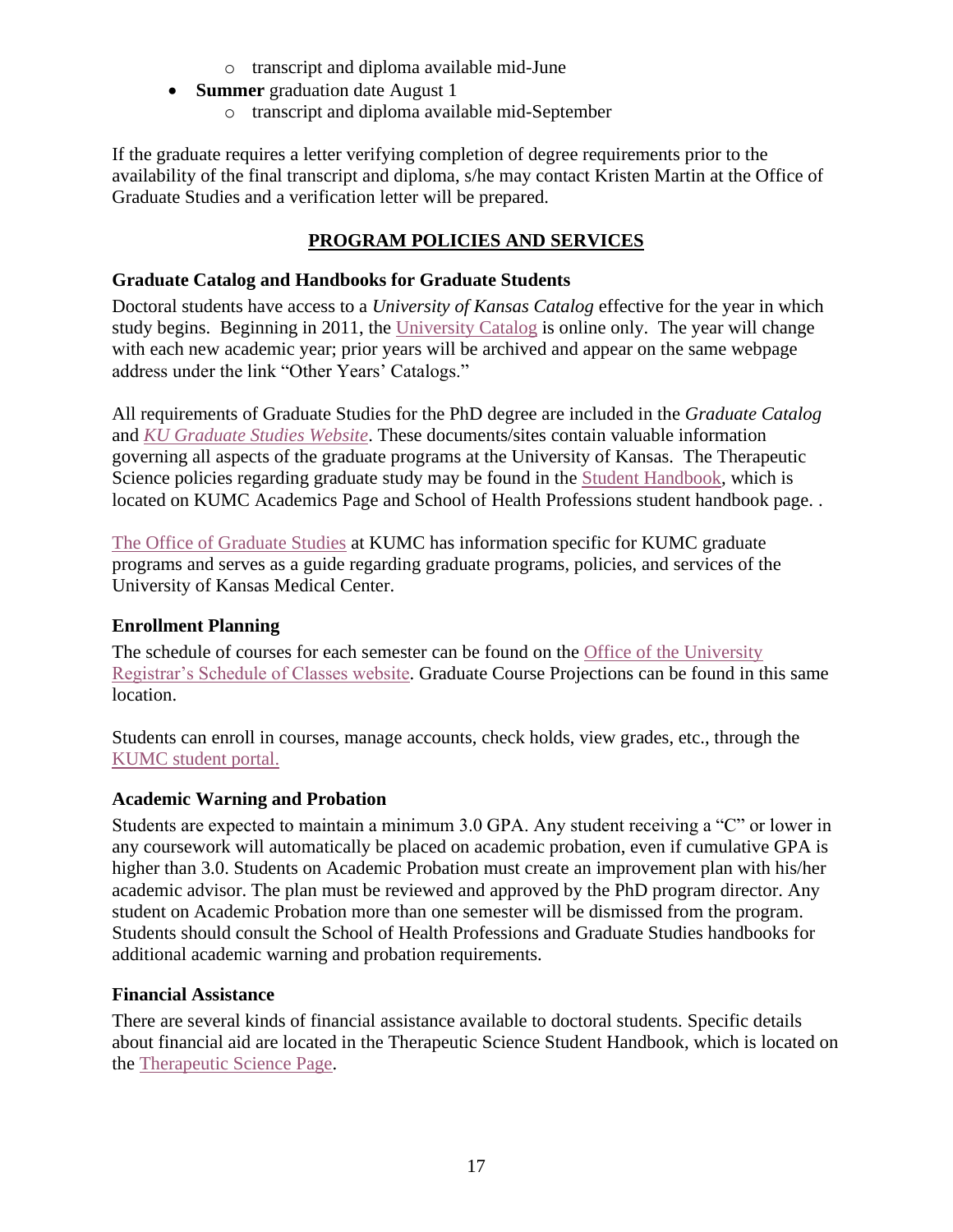- transcript and diploma available mid-June
- **Summer** graduation date August 1
  - transcript and diploma available mid-September

If the graduate requires a letter verifying completion of degree requirements prior to the availability of the final transcript and diploma, s/he may contact Kristen Martin at the Office of Graduate Studies and a verification letter will be prepared.

## PROGRAM POLICIES AND SERVICES

### Graduate Catalog and Handbooks for Graduate Students

Doctoral students have access to a *University of Kansas Catalog* effective for the year in which study begins. Beginning in 2011, the University Catalog is online only. The year will change with each new academic year; prior years will be archived and appear on the same webpage address under the link "Other Years' Catalogs."

All requirements of Graduate Studies for the PhD degree are included in the *Graduate Catalog* and *KU Graduate Studies Website*. These documents/sites contain valuable information governing all aspects of the graduate programs at the University of Kansas. The Therapeutic Science policies regarding graduate study may be found in the Student Handbook, which is located on KUMC Academics Page and School of Health Professions student handbook page. .

The Office of Graduate Studies at KUMC has information specific for KUMC graduate programs and serves as a guide regarding graduate programs, policies, and services of the University of Kansas Medical Center.

### Enrollment Planning

The schedule of courses for each semester can be found on the Office of the University Registrar's Schedule of Classes website. Graduate Course Projections can be found in this same location.

Students can enroll in courses, manage accounts, check holds, view grades, etc., through the KUMC student portal.

### Academic Warning and Probation

Students are expected to maintain a minimum 3.0 GPA. Any student receiving a "C" or lower in any coursework will automatically be placed on academic probation, even if cumulative GPA is higher than 3.0. Students on Academic Probation must create an improvement plan with his/her academic advisor. The plan must be reviewed and approved by the PhD program director. Any student on Academic Probation more than one semester will be dismissed from the program. Students should consult the School of Health Professions and Graduate Studies handbooks for additional academic warning and probation requirements.

### Financial Assistance

There are several kinds of financial assistance available to doctoral students. Specific details about financial aid are located in the Therapeutic Science Student Handbook, which is located on the Therapeutic Science Page.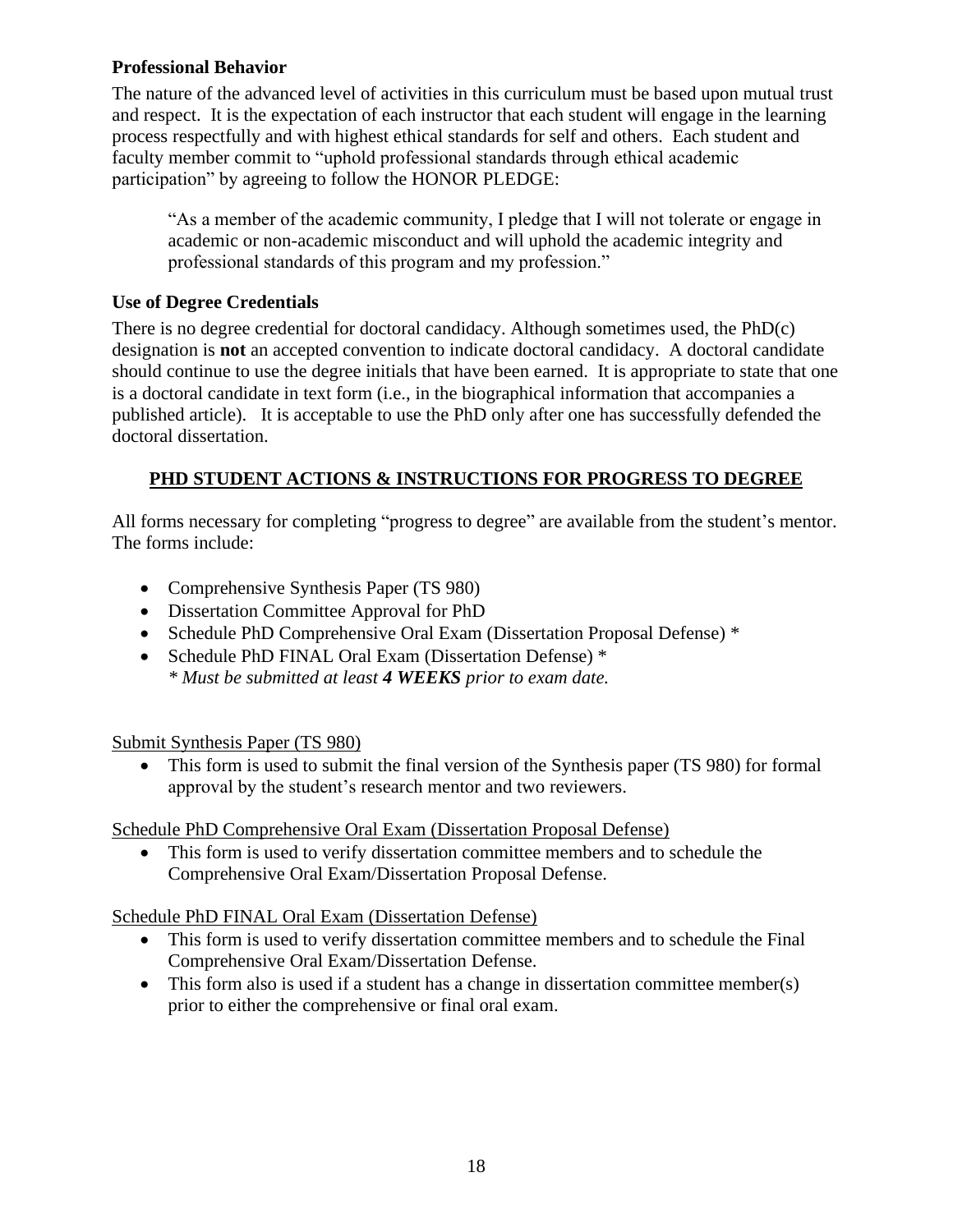### Professional Behavior

The nature of the advanced level of activities in this curriculum must be based upon mutual trust and respect. It is the expectation of each instructor that each student will engage in the learning process respectfully and with highest ethical standards for self and others. Each student and faculty member commit to "uphold professional standards through ethical academic participation" by agreeing to follow the HONOR PLEDGE:

> "As a member of the academic community, I pledge that I will not tolerate or engage in academic or non-academic misconduct and will uphold the academic integrity and professional standards of this program and my profession."

### Use of Degree Credentials

There is no degree credential for doctoral candidacy. Although sometimes used, the PhD(c) designation is **not** an accepted convention to indicate doctoral candidacy. A doctoral candidate should continue to use the degree initials that have been earned. It is appropriate to state that one is a doctoral candidate in text form (i.e., in the biographical information that accompanies a published article). It is acceptable to use the PhD only after one has successfully defended the doctoral dissertation.

## PHD STUDENT ACTIONS & INSTRUCTIONS FOR PROGRESS TO DEGREE

All forms necessary for completing "progress to degree" are available from the student's mentor. The forms include:

- Comprehensive Synthesis Paper (TS 980)
- Dissertation Committee Approval for PhD
- Schedule PhD Comprehensive Oral Exam (Dissertation Proposal Defense) *
- Schedule PhD FINAL Oral Exam (Dissertation Defense) *
  *\* Must be submitted at least **4 WEEKS** prior to exam date.*

Submit Synthesis Paper (TS 980)

- This form is used to submit the final version of the Synthesis paper (TS 980) for formal approval by the student's research mentor and two reviewers.

Schedule PhD Comprehensive Oral Exam (Dissertation Proposal Defense)

- This form is used to verify dissertation committee members and to schedule the Comprehensive Oral Exam/Dissertation Proposal Defense.

Schedule PhD FINAL Oral Exam (Dissertation Defense)

- This form is used to verify dissertation committee members and to schedule the Final Comprehensive Oral Exam/Dissertation Defense.
- This form also is used if a student has a change in dissertation committee member(s) prior to either the comprehensive or final oral exam.